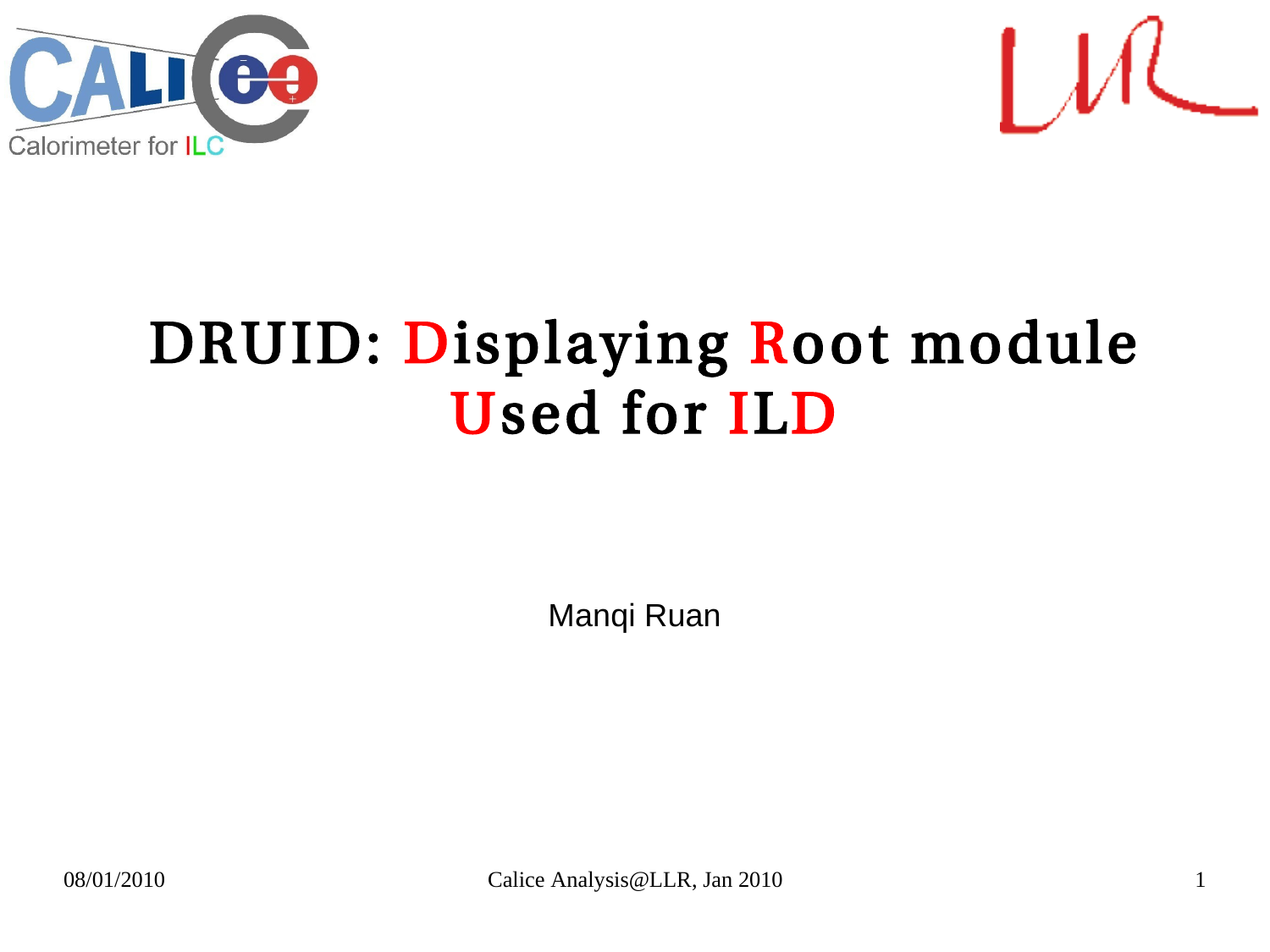# DRUID: Displaying Root module Used for ILD

Manqi Ruan

08/01/2010

Calice Analysis@LLR, Jan 2010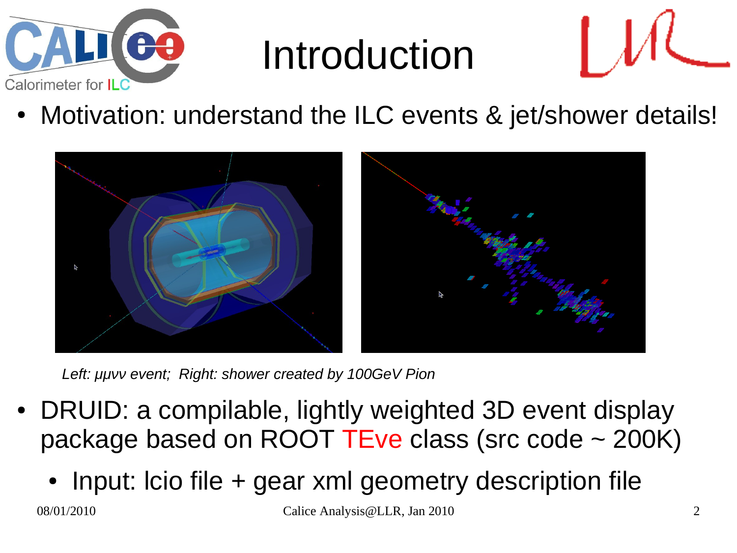# Introduction

- Motivation: understand the ILC events & jet/shower details!

*Left: μμνν event; Right: shower created by 100GeV Pion*

- DRUID: a compilable, lightly weighted 3D event display package based on ROOT TEve class (src code ~ 200K)
  - Input: lcio file + gear xml geometry description file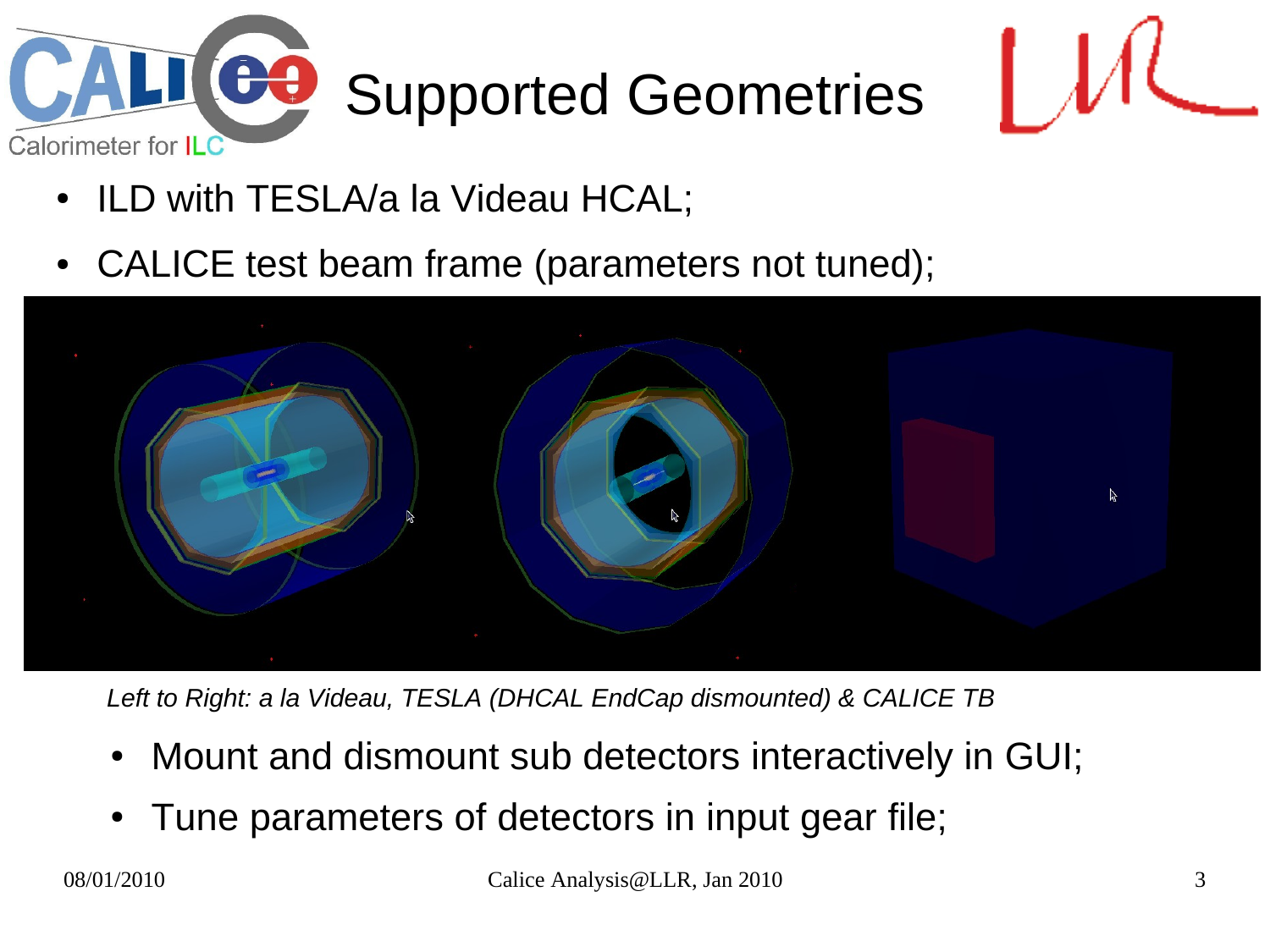# Supported Geometries

- ILD with TESLA/a la Videau HCAL;
- CALICE test beam frame (parameters not tuned);

*Left to Right: a la Videau, TESLA (DHCAL EndCap dismounted) & CALICE TB*

- Mount and dismount sub detectors interactively in GUI;
- Tune parameters of detectors in input gear file;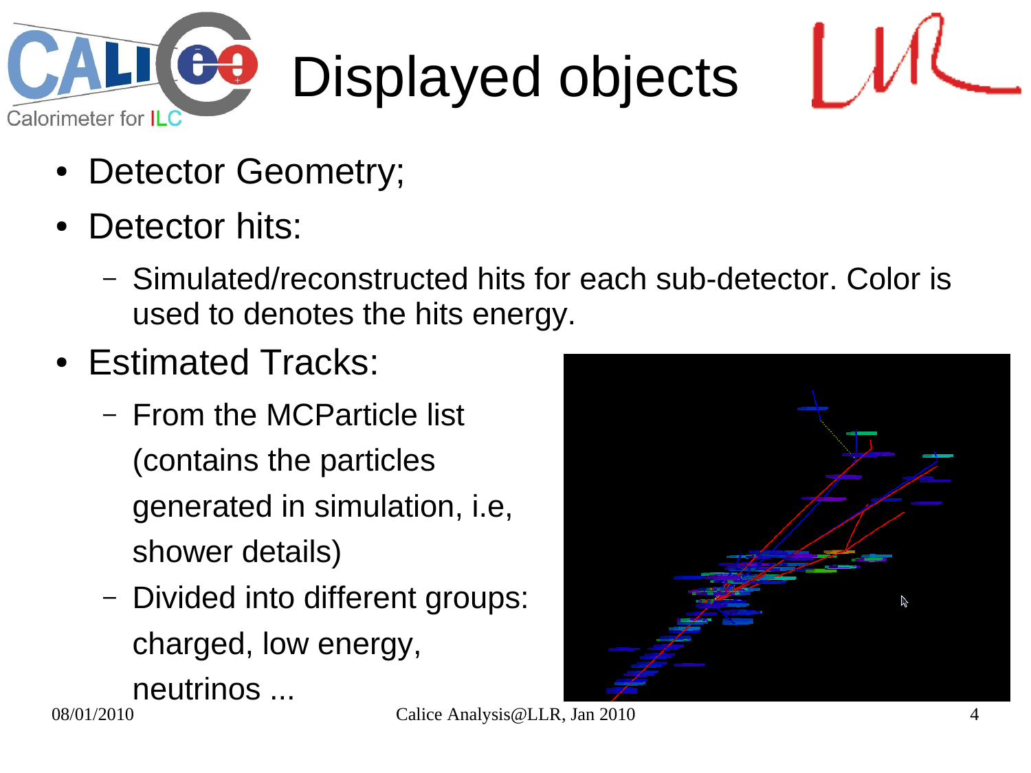# Displayed objects

- Detector Geometry;
- Detector hits:
  - Simulated/reconstructed hits for each sub-detector. Color is used to denotes the hits energy.
- Estimated Tracks:
  - From the MCParticle list (contains the particles generated in simulation, i.e, shower details)
  - Divided into different groups: charged, low energy, neutrinos ...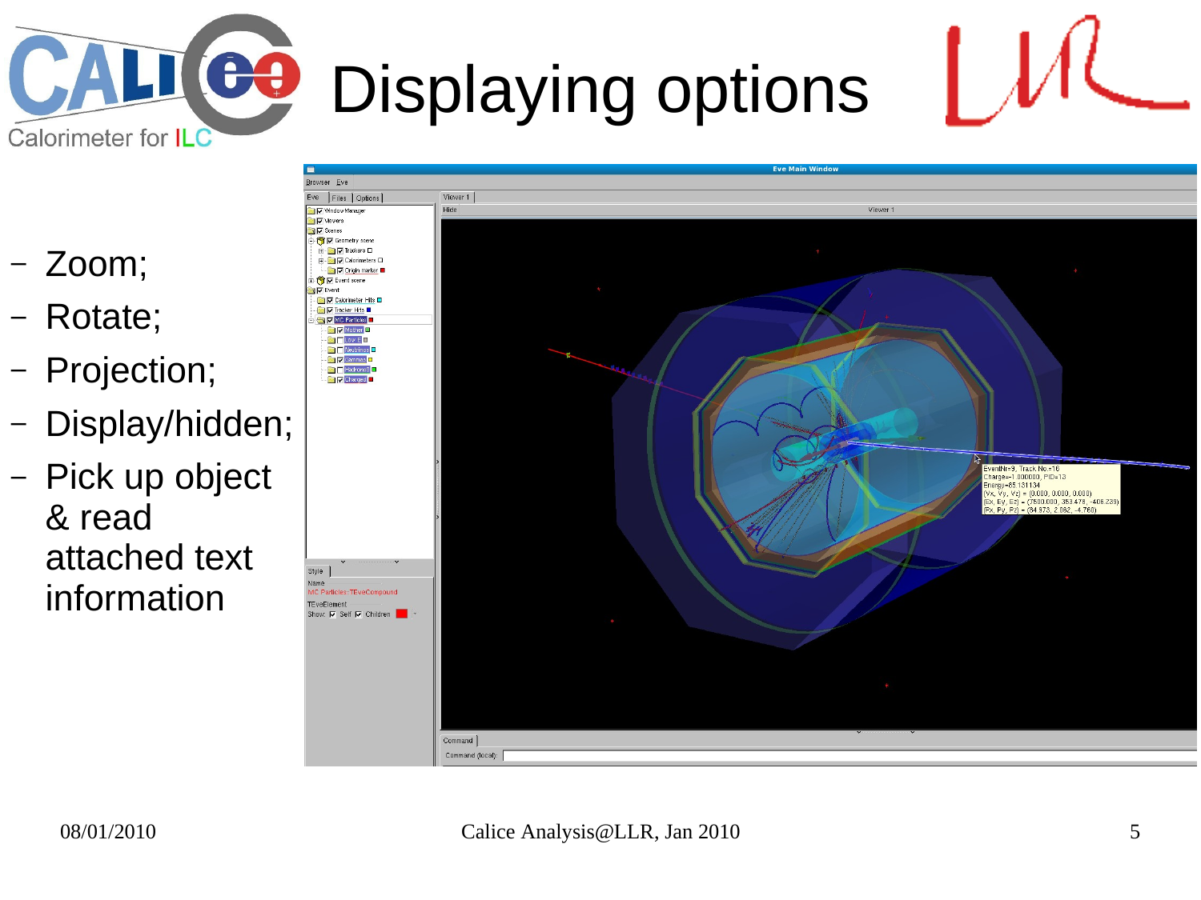# Displaying options

- Zoom;
- Rotate;
- Projection;
- Display/hidden;
- Pick up object & read attached text information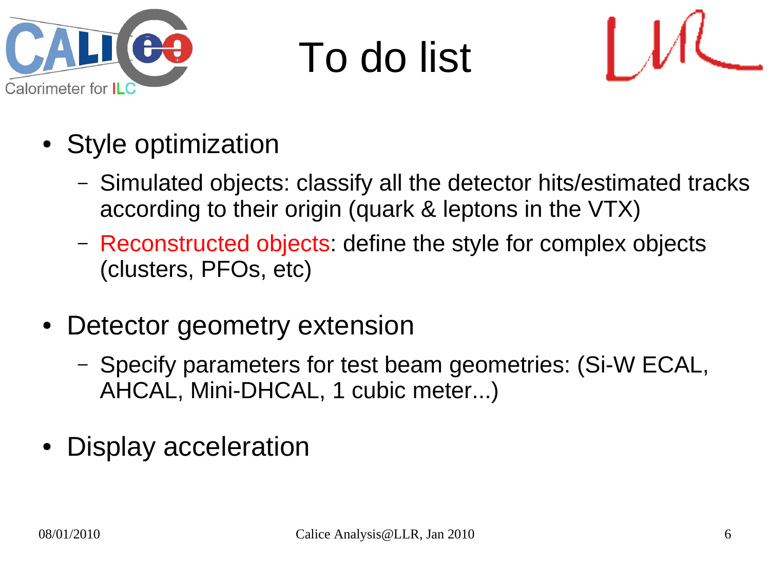# To do list

- Style optimization
  - Simulated objects: classify all the detector hits/estimated tracks according to their origin (quark & leptons in the VTX)
  - Reconstructed objects: define the style for complex objects (clusters, PFOs, etc)
- Detector geometry extension
  - Specify parameters for test beam geometries: (Si-W ECAL, AHCAL, Mini-DHCAL, 1 cubic meter...)
- Display acceleration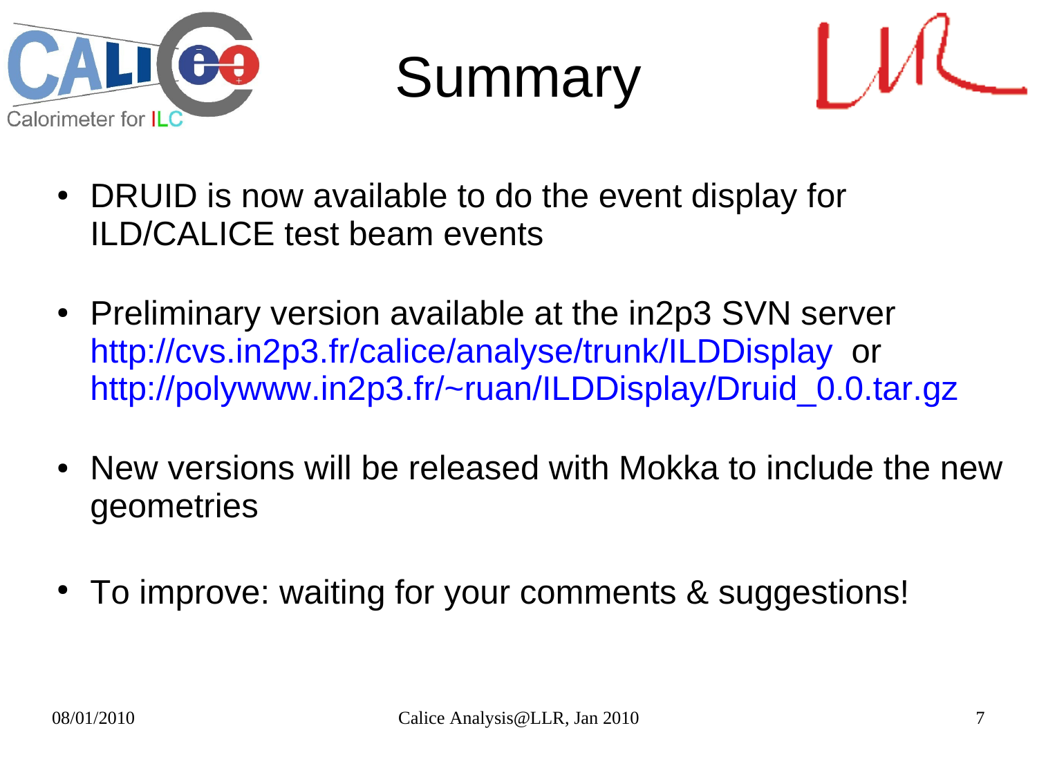# Summary

- DRUID is now available to do the event display for ILD/CALICE test beam events

- Preliminary version available at the in2p3 SVN server http://cvs.in2p3.fr/calice/analyse/trunk/ILDDisplay or http://polywww.in2p3.fr/~ruan/ILDDisplay/Druid_0.0.tar.gz

- New versions will be released with Mokka to include the new geometries

- To improve: waiting for your comments & suggestions!